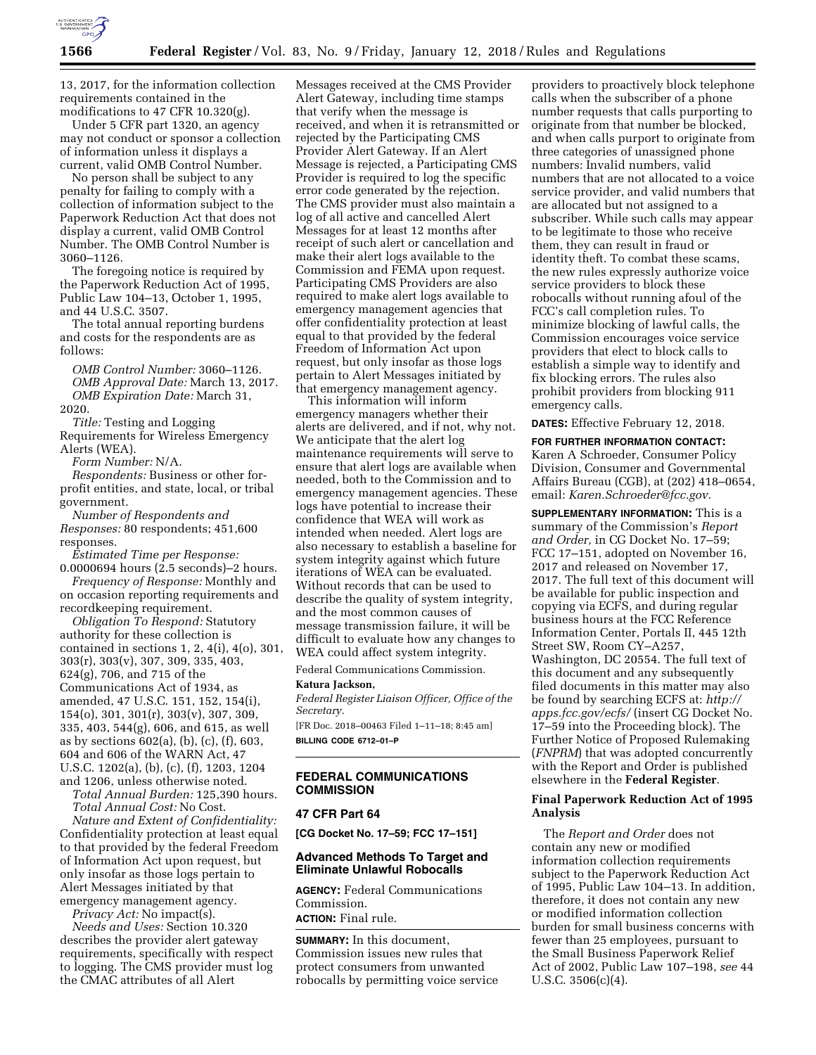13, 2017, for the information collection requirements contained in the modifications to 47 CFR 10.320(g).

Under 5 CFR part 1320, an agency may not conduct or sponsor a collection of information unless it displays a current, valid OMB Control Number.

No person shall be subject to any penalty for failing to comply with a collection of information subject to the Paperwork Reduction Act that does not display a current, valid OMB Control Number. The OMB Control Number is 3060–1126.

The foregoing notice is required by the Paperwork Reduction Act of 1995, Public Law 104–13, October 1, 1995, and 44 U.S.C. 3507.

The total annual reporting burdens and costs for the respondents are as follows:

*OMB Control Number:* 3060–1126.

*OMB Approval Date:* March 13, 2017.

*OMB Expiration Date:* March 31, 2020.

*Title:* Testing and Logging Requirements for Wireless Emergency Alerts (WEA).

*Form Number:* N/A.

*Respondents:* Business or other for-profit entities, and state, local, or tribal government.

*Number of Respondents and Responses:* 80 respondents; 451,600 responses.

*Estimated Time per Response:* 0.0000694 hours (2.5 seconds)–2 hours.

*Frequency of Response:* Monthly and on occasion reporting requirements and recordkeeping requirement.

*Obligation To Respond:* Statutory authority for these collection is contained in sections 1, 2, 4(i), 4(o), 301, 303(r), 303(v), 307, 309, 335, 403, 624(g), 706, and 715 of the Communications Act of 1934, as amended, 47 U.S.C. 151, 152, 154(i), 154(o), 301, 301(r), 303(v), 307, 309, 335, 403, 544(g), 606, and 615, as well as by sections 602(a), (b), (c), (f), 603, 604 and 606 of the WARN Act, 47 U.S.C. 1202(a), (b), (c), (f), 1203, 1204 and 1206, unless otherwise noted.

*Total Annual Burden:* 125,390 hours.

*Total Annual Cost:* No Cost.

*Nature and Extent of Confidentiality:* Confidentiality protection at least equal to that provided by the federal Freedom of Information Act upon request, but only insofar as those logs pertain to Alert Messages initiated by that emergency management agency.

*Privacy Act:* No impact(s).

*Needs and Uses:* Section 10.320 describes the provider alert gateway requirements, specifically with respect to logging. The CMS provider must log the CMAC attributes of all Alert Messages received at the CMS Provider Alert Gateway, including time stamps that verify when the message is received, and when it is retransmitted or rejected by the Participating CMS Provider Alert Gateway. If an Alert Message is rejected, a Participating CMS Provider is required to log the specific error code generated by the rejection. The CMS provider must also maintain a log of all active and cancelled Alert Messages for at least 12 months after receipt of such alert or cancellation and make their alert logs available to the Commission and FEMA upon request. Participating CMS Providers are also required to make alert logs available to emergency management agencies that offer confidentiality protection at least equal to that provided by the federal Freedom of Information Act upon request, but only insofar as those logs pertain to Alert Messages initiated by that emergency management agency.

This information will inform emergency managers whether their alerts are delivered, and if not, why not. We anticipate that the alert log maintenance requirements will serve to ensure that alert logs are available when needed, both to the Commission and to emergency management agencies. These logs have potential to increase their confidence that WEA will work as intended when needed. Alert logs are also necessary to establish a baseline for system integrity against which future iterations of WEA can be evaluated. Without records that can be used to describe the quality of system integrity, and the most common causes of message transmission failure, it will be difficult to evaluate how any changes to WEA could affect system integrity.

Federal Communications Commission.

**Katura Jackson,**

*Federal Register Liaison Officer, Office of the Secretary.*

[FR Doc. 2018–00463 Filed 1–11–18; 8:45 am]

**BILLING CODE 6712–01–P**

---

## FEDERAL COMMUNICATIONS COMMISSION

## 47 CFR Part 64

**[CG Docket No. 17–59; FCC 17–151]**

## Advanced Methods To Target and Eliminate Unlawful Robocalls

**AGENCY:** Federal Communications Commission.

**ACTION:** Final rule.

**SUMMARY:** In this document, Commission issues new rules that protect consumers from unwanted robocalls by permitting voice service providers to proactively block telephone calls when the subscriber of a phone number requests that calls purporting to originate from that number be blocked, and when calls purport to originate from three categories of unassigned phone numbers: Invalid numbers, valid numbers that are not allocated to a voice service provider, and valid numbers that are allocated but not assigned to a subscriber. While such calls may appear to be legitimate to those who receive them, they can result in fraud or identity theft. To combat these scams, the new rules expressly authorize voice service providers to block these robocalls without running afoul of the FCC's call completion rules. To minimize blocking of lawful calls, the Commission encourages voice service providers that elect to block calls to establish a simple way to identify and fix blocking errors. The rules also prohibit providers from blocking 911 emergency calls.

**DATES:** Effective February 12, 2018.

**FOR FURTHER INFORMATION CONTACT:** Karen A Schroeder, Consumer Policy Division, Consumer and Governmental Affairs Bureau (CGB), at (202) 418–0654, email: *Karen.Schroeder@fcc.gov.*

**SUPPLEMENTARY INFORMATION:** This is a summary of the Commission's *Report and Order,* in CG Docket No. 17–59; FCC 17–151, adopted on November 16, 2017 and released on November 17, 2017. The full text of this document will be available for public inspection and copying via ECFS, and during regular business hours at the FCC Reference Information Center, Portals II, 445 12th Street SW, Room CY–A257, Washington, DC 20554. The full text of this document and any subsequently filed documents in this matter may also be found by searching ECFS at: *http://apps.fcc.gov/ecfs/* (insert CG Docket No. 17–59 into the Proceeding block). The Further Notice of Proposed Rulemaking (*FNPRM*) that was adopted concurrently with the Report and Order is published elsewhere in the **Federal Register**.

### Final Paperwork Reduction Act of 1995 Analysis

The *Report and Order* does not contain any new or modified information collection requirements subject to the Paperwork Reduction Act of 1995, Public Law 104–13. In addition, therefore, it does not contain any new or modified information collection burden for small business concerns with fewer than 25 employees, pursuant to the Small Business Paperwork Relief Act of 2002, Public Law 107–198, *see* 44 U.S.C. 3506(c)(4).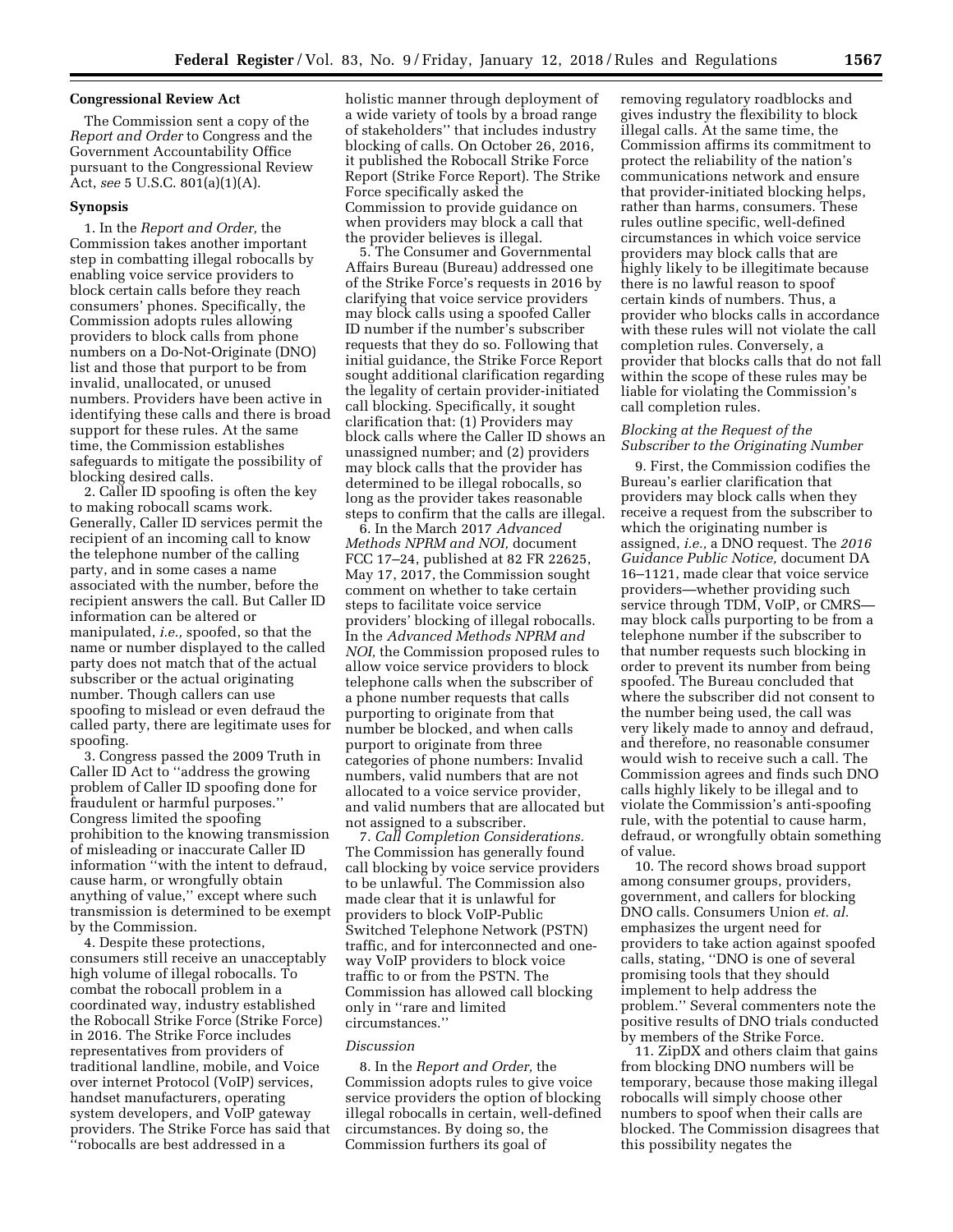### Congressional Review Act

The Commission sent a copy of the *Report and Order* to Congress and the Government Accountability Office pursuant to the Congressional Review Act, *see* 5 U.S.C. 801(a)(1)(A).

### Synopsis

1. In the *Report and Order,* the Commission takes another important step in combatting illegal robocalls by enabling voice service providers to block certain calls before they reach consumers' phones. Specifically, the Commission adopts rules allowing providers to block calls from phone numbers on a Do-Not-Originate (DNO) list and those that purport to be from invalid, unallocated, or unused numbers. Providers have been active in identifying these calls and there is broad support for these rules. At the same time, the Commission establishes safeguards to mitigate the possibility of blocking desired calls.

2. Caller ID spoofing is often the key to making robocall scams work. Generally, Caller ID services permit the recipient of an incoming call to know the telephone number of the calling party, and in some cases a name associated with the number, before the recipient answers the call. But Caller ID information can be altered or manipulated, *i.e.,* spoofed, so that the name or number displayed to the called party does not match that of the actual subscriber or the actual originating number. Though callers can use spoofing to mislead or even defraud the called party, there are legitimate uses for spoofing.

3. Congress passed the 2009 Truth in Caller ID Act to "address the growing problem of Caller ID spoofing done for fraudulent or harmful purposes." Congress limited the spoofing prohibition to the knowing transmission of misleading or inaccurate Caller ID information "with the intent to defraud, cause harm, or wrongfully obtain anything of value," except where such transmission is determined to be exempt by the Commission.

4. Despite these protections, consumers still receive an unacceptably high volume of illegal robocalls. To combat the robocall problem in a coordinated way, industry established the Robocall Strike Force (Strike Force) in 2016. The Strike Force includes representatives from providers of traditional landline, mobile, and Voice over internet Protocol (VoIP) services, handset manufacturers, operating system developers, and VoIP gateway providers. The Strike Force has said that "robocalls are best addressed in a holistic manner through deployment of a wide variety of tools by a broad range of stakeholders" that includes industry blocking of calls. On October 26, 2016, it published the Robocall Strike Force Report (Strike Force Report). The Strike Force specifically asked the Commission to provide guidance on when providers may block a call that the provider believes is illegal.

5. The Consumer and Governmental Affairs Bureau (Bureau) addressed one of the Strike Force's requests in 2016 by clarifying that voice service providers may block calls using a spoofed Caller ID number if the number's subscriber requests that they do so. Following that initial guidance, the Strike Force Report sought additional clarification regarding the legality of certain provider-initiated call blocking. Specifically, it sought clarification that: (1) Providers may block calls where the Caller ID shows an unassigned number; and (2) providers may block calls that the provider has determined to be illegal robocalls, so long as the provider takes reasonable steps to confirm that the calls are illegal.

6. In the March 2017 *Advanced Methods NPRM and NOI,* document FCC 17–24, published at 82 FR 22625, May 17, 2017, the Commission sought comment on whether to take certain steps to facilitate voice service providers' blocking of illegal robocalls. In the *Advanced Methods NPRM and NOI,* the Commission proposed rules to allow voice service providers to block telephone calls when the subscriber of a phone number requests that calls purporting to originate from that number be blocked, and when calls purport to originate from three categories of phone numbers: Invalid numbers, valid numbers that are not allocated to a voice service provider, and valid numbers that are allocated but not assigned to a subscriber.

7. *Call Completion Considerations.* The Commission has generally found call blocking by voice service providers to be unlawful. The Commission also made clear that it is unlawful for providers to block VoIP-Public Switched Telephone Network (PSTN) traffic, and for interconnected and one-way VoIP providers to block voice traffic to or from the PSTN. The Commission has allowed call blocking only in "rare and limited circumstances."

### *Discussion*

8. In the *Report and Order,* the Commission adopts rules to give voice service providers the option of blocking illegal robocalls in certain, well-defined circumstances. By doing so, the Commission furthers its goal of removing regulatory roadblocks and gives industry the flexibility to block illegal calls. At the same time, the Commission affirms its commitment to protect the reliability of the nation's communications network and ensure that provider-initiated blocking helps, rather than harms, consumers. These rules outline specific, well-defined circumstances in which voice service providers may block calls that are highly likely to be illegitimate because there is no lawful reason to spoof certain kinds of numbers. Thus, a provider who blocks calls in accordance with these rules will not violate the call completion rules. Conversely, a provider that blocks calls that do not fall within the scope of these rules may be liable for violating the Commission's call completion rules.

### *Blocking at the Request of the Subscriber to the Originating Number*

9. First, the Commission codifies the Bureau's earlier clarification that providers may block calls when they receive a request from the subscriber to which the originating number is assigned, *i.e.,* a DNO request. The *2016 Guidance Public Notice,* document DA 16–1121, made clear that voice service providers—whether providing such service through TDM, VoIP, or CMRS—may block calls purporting to be from a telephone number if the subscriber to that number requests such blocking in order to prevent its number from being spoofed. The Bureau concluded that where the subscriber did not consent to the number being used, the call was very likely made to annoy and defraud, and therefore, no reasonable consumer would wish to receive such a call. The Commission agrees and finds such DNO calls highly likely to be illegal and to violate the Commission's anti-spoofing rule, with the potential to cause harm, defraud, or wrongfully obtain something of value.

10. The record shows broad support among consumer groups, providers, government, and callers for blocking DNO calls. Consumers Union *et. al.* emphasizes the urgent need for providers to take action against spoofed calls, stating, "DNO is one of several promising tools that they should implement to help address the problem." Several commenters note the positive results of DNO trials conducted by members of the Strike Force.

11. ZipDX and others claim that gains from blocking DNO numbers will be temporary, because those making illegal robocalls will simply choose other numbers to spoof when their calls are blocked. The Commission disagrees that this possibility negates the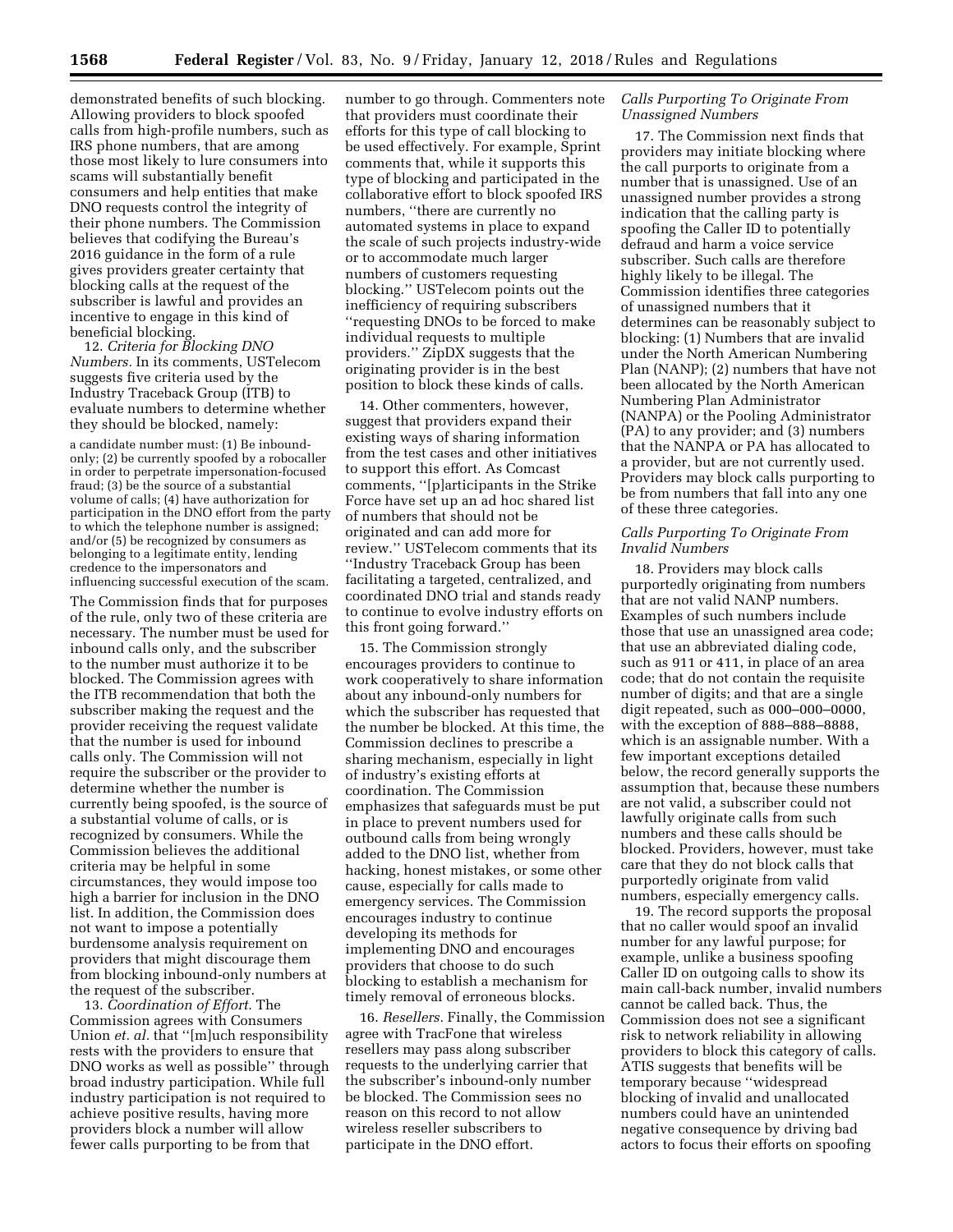demonstrated benefits of such blocking. Allowing providers to block spoofed calls from high-profile numbers, such as IRS phone numbers, that are among those most likely to lure consumers into scams will substantially benefit consumers and help entities that make DNO requests control the integrity of their phone numbers. The Commission believes that codifying the Bureau's 2016 guidance in the form of a rule gives providers greater certainty that blocking calls at the request of the subscriber is lawful and provides an incentive to engage in this kind of beneficial blocking.

12. *Criteria for Blocking DNO Numbers.* In its comments, USTelecom suggests five criteria used by the Industry Traceback Group (ITB) to evaluate numbers to determine whether they should be blocked, namely:

> a candidate number must: (1) Be inbound-only; (2) be currently spoofed by a robocaller in order to perpetrate impersonation-focused fraud; (3) be the source of a substantial volume of calls; (4) have authorization for participation in the DNO effort from the party to which the telephone number is assigned; and/or (5) be recognized by consumers as belonging to a legitimate entity, lending credence to the impersonators and influencing successful execution of the scam.

The Commission finds that for purposes of the rule, only two of these criteria are necessary. The number must be used for inbound calls only, and the subscriber to the number must authorize it to be blocked. The Commission agrees with the ITB recommendation that both the subscriber making the request and the provider receiving the request validate that the number is used for inbound calls only. The Commission will not require the subscriber or the provider to determine whether the number is currently being spoofed, is the source of a substantial volume of calls, or is recognized by consumers. While the Commission believes the additional criteria may be helpful in some circumstances, they would impose too high a barrier for inclusion in the DNO list. In addition, the Commission does not want to impose a potentially burdensome analysis requirement on providers that might discourage them from blocking inbound-only numbers at the request of the subscriber.

13. *Coordination of Effort.* The Commission agrees with Consumers Union *et. al.* that "[m]uch responsibility rests with the providers to ensure that DNO works as well as possible" through broad industry participation. While full industry participation is not required to achieve positive results, having more providers block a number will allow fewer calls purporting to be from that number to go through. Commenters note that providers must coordinate their efforts for this type of call blocking to be used effectively. For example, Sprint comments that, while it supports this type of blocking and participated in the collaborative effort to block spoofed IRS numbers, "there are currently no automated systems in place to expand the scale of such projects industry-wide or to accommodate much larger numbers of customers requesting blocking." USTelecom points out the inefficiency of requiring subscribers "requesting DNOs to be forced to make individual requests to multiple providers." ZipDX suggests that the originating provider is in the best position to block these kinds of calls.

14. Other commenters, however, suggest that providers expand their existing ways of sharing information from the test cases and other initiatives to support this effort. As Comcast comments, "[p]articipants in the Strike Force have set up an ad hoc shared list of numbers that should not be originated and can add more for review." USTelecom comments that its "Industry Traceback Group has been facilitating a targeted, centralized, and coordinated DNO trial and stands ready to continue to evolve industry efforts on this front going forward."

15. The Commission strongly encourages providers to continue to work cooperatively to share information about any inbound-only numbers for which the subscriber has requested that the number be blocked. At this time, the Commission declines to prescribe a sharing mechanism, especially in light of industry's existing efforts at coordination. The Commission emphasizes that safeguards must be put in place to prevent numbers used for outbound calls from being wrongly added to the DNO list, whether from hacking, honest mistakes, or some other cause, especially for calls made to emergency services. The Commission encourages industry to continue developing its methods for implementing DNO and encourages providers that choose to do such blocking to establish a mechanism for timely removal of erroneous blocks.

16. *Resellers.* Finally, the Commission agree with TracFone that wireless resellers may pass along subscriber requests to the underlying carrier that the subscriber's inbound-only number be blocked. The Commission sees no reason on this record to not allow wireless reseller subscribers to participate in the DNO effort.

### *Calls Purporting To Originate From Unassigned Numbers*

17. The Commission next finds that providers may initiate blocking where the call purports to originate from a number that is unassigned. Use of an unassigned number provides a strong indication that the calling party is spoofing the Caller ID to potentially defraud and harm a voice service subscriber. Such calls are therefore highly likely to be illegal. The Commission identifies three categories of unassigned numbers that it determines can be reasonably subject to blocking: (1) Numbers that are invalid under the North American Numbering Plan (NANP); (2) numbers that have not been allocated by the North American Numbering Plan Administrator (NANPA) or the Pooling Administrator (PA) to any provider; and (3) numbers that the NANPA or PA has allocated to a provider, but are not currently used. Providers may block calls purporting to be from numbers that fall into any one of these three categories.

### *Calls Purporting To Originate From Invalid Numbers*

18. Providers may block calls purportedly originating from numbers that are not valid NANP numbers. Examples of such numbers include those that use an unassigned area code; that use an abbreviated dialing code, such as 911 or 411, in place of an area code; that do not contain the requisite number of digits; and that are a single digit repeated, such as 000–000–0000, with the exception of 888–888–8888, which is an assignable number. With a few important exceptions detailed below, the record generally supports the assumption that, because these numbers are not valid, a subscriber could not lawfully originate calls from such numbers and these calls should be blocked. Providers, however, must take care that they do not block calls that purportedly originate from valid numbers, especially emergency calls.

19. The record supports the proposal that no caller would spoof an invalid number for any lawful purpose; for example, unlike a business spoofing Caller ID on outgoing calls to show its main call-back number, invalid numbers cannot be called back. Thus, the Commission does not see a significant risk to network reliability in allowing providers to block this category of calls. ATIS suggests that benefits will be temporary because "widespread blocking of invalid and unallocated numbers could have an unintended negative consequence by driving bad actors to focus their efforts on spoofing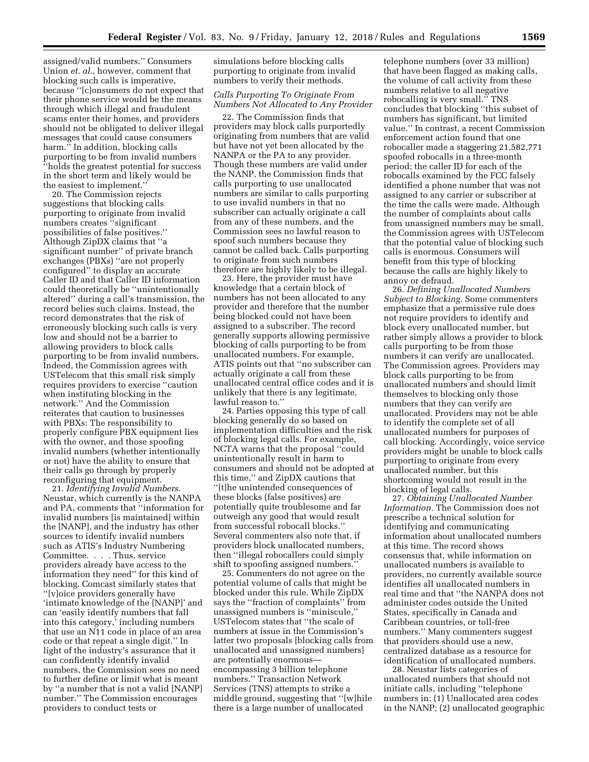assigned/valid numbers.'' Consumers Union *et. al.,* however, comment that blocking such calls is imperative, because ''[c]onsumers do not expect that their phone service would be the means through which illegal and fraudulent scams enter their homes, and providers should not be obligated to deliver illegal messages that could cause consumers harm.'' In addition, blocking calls purporting to be from invalid numbers ''holds the greatest potential for success in the short term and likely would be the easiest to implement.''

20. The Commission rejects suggestions that blocking calls purporting to originate from invalid numbers creates ''significant possibilities of false positives.'' Although ZipDX claims that ''a significant number'' of private branch exchanges (PBXs) ''are not properly configured'' to display an accurate Caller ID and that Caller ID information could theoretically be ''unintentionally altered'' during a call's transmission, the record belies such claims. Instead, the record demonstrates that the risk of erroneously blocking such calls is very low and should not be a barrier to allowing providers to block calls purporting to be from invalid numbers. Indeed, the Commission agrees with USTelecom that this small risk simply requires providers to exercise ''caution when instituting blocking in the network.'' And the Commission reiterates that caution to businesses with PBXs: The responsibility to properly configure PBX equipment lies with the owner, and those spoofing invalid numbers (whether intentionally or not) have the ability to ensure that their calls go through by properly reconfiguring that equipment.

21. *Identifying Invalid Numbers.* Neustar, which currently is the NANPA and PA, comments that ''information for invalid numbers [is maintained] within the [NANP], and the industry has other sources to identify invalid numbers such as ATIS's Industry Numbering Committee. . . . Thus, service providers already have access to the information they need'' for this kind of blocking. Comcast similarly states that ''[v]oice providers generally have 'intimate knowledge of the [NANP]' and can 'easily identify numbers that fall into this category,' including numbers that use an N11 code in place of an area code or that repeat a single digit.'' In light of the industry's assurance that it can confidently identify invalid numbers, the Commission sees no need to further define or limit what is meant by ''a number that is not a valid [NANP] number.'' The Commission encourages providers to conduct tests or simulations before blocking calls purporting to originate from invalid numbers to verify their methods.

### *Calls Purporting To Originate From Numbers Not Allocated to Any Provider*

22. The Commission finds that providers may block calls purportedly originating from numbers that are valid but have not yet been allocated by the NANPA or the PA to any provider. Though these numbers are valid under the NANP, the Commission finds that calls purporting to use unallocated numbers are similar to calls purporting to use invalid numbers in that no subscriber can actually originate a call from any of these numbers, and the Commission sees no lawful reason to spoof such numbers because they cannot be called back. Calls purporting to originate from such numbers therefore are highly likely to be illegal.

23. Here, the provider must have knowledge that a certain block of numbers has not been allocated to any provider and therefore that the number being blocked could not have been assigned to a subscriber. The record generally supports allowing permissive blocking of calls purporting to be from unallocated numbers. For example, ATIS points out that ''no subscriber can actually originate a call from these unallocated central office codes and it is unlikely that there is any legitimate, lawful reason to.''

24. Parties opposing this type of call blocking generally do so based on implementation difficulties and the risk of blocking legal calls. For example, NCTA warns that the proposal ''could unintentionally result in harm to consumers and should not be adopted at this time,'' and ZipDX cautions that ''[t]he unintended consequences of these blocks (false positives) are potentially quite troublesome and far outweigh any good that would result from successful robocall blocks.'' Several commenters also note that, if providers block unallocated numbers, then ''illegal robocallers could simply shift to spoofing assigned numbers.''

25. Commenters do not agree on the potential volume of calls that might be blocked under this rule. While ZipDX says the ''fraction of complaints'' from unassigned numbers is ''miniscule,'' USTelecom states that ''the scale of numbers at issue in the Commission's latter two proposals [blocking calls from unallocated and unassigned numbers] are potentially enormous—encompassing 3 billion telephone numbers.'' Transaction Network Services (TNS) attempts to strike a middle ground, suggesting that ''[w]hile there is a large number of unallocated telephone numbers (over 33 million) that have been flagged as making calls, the volume of call activity from these numbers relative to all negative robocalling is very small.'' TNS concludes that blocking ''this subset of numbers has significant, but limited value.'' In contrast, a recent Commission enforcement action found that one robocaller made a staggering 21,582,771 spoofed robocalls in a three-month period; the caller ID for each of the robocalls examined by the FCC falsely identified a phone number that was not assigned to any carrier or subscriber at the time the calls were made. Although the number of complaints about calls from unassigned numbers may be small, the Commission agrees with USTelecom that the potential value of blocking such calls is enormous. Consumers will benefit from this type of blocking because the calls are highly likely to annoy or defraud.

26. *Defining Unallocated Numbers Subject to Blocking.* Some commenters emphasize that a permissive rule does not require providers to identify and block every unallocated number, but rather simply allows a provider to block calls purporting to be from those numbers it can verify are unallocated. The Commission agrees. Providers may block calls purporting to be from unallocated numbers and should limit themselves to blocking only those numbers that they can verify are unallocated. Providers may not be able to identify the complete set of all unallocated numbers for purposes of call blocking. Accordingly, voice service providers might be unable to block calls purporting to originate from every unallocated number, but this shortcoming would not result in the blocking of legal calls.

27. *Obtaining Unallocated Number Information.* The Commission does not prescribe a technical solution for identifying and communicating information about unallocated numbers at this time. The record shows consensus that, while information on unallocated numbers is available to providers, no currently available source identifies all unallocated numbers in real time and that ''the NANPA does not administer codes outside the United States, specifically in Canada and Caribbean countries, or toll-free numbers.'' Many commenters suggest that providers should use a new, centralized database as a resource for identification of unallocated numbers.

28. Neustar lists categories of unallocated numbers that should not initiate calls, including ''telephone numbers in: (1) Unallocated area codes in the NANP; (2) unallocated geographic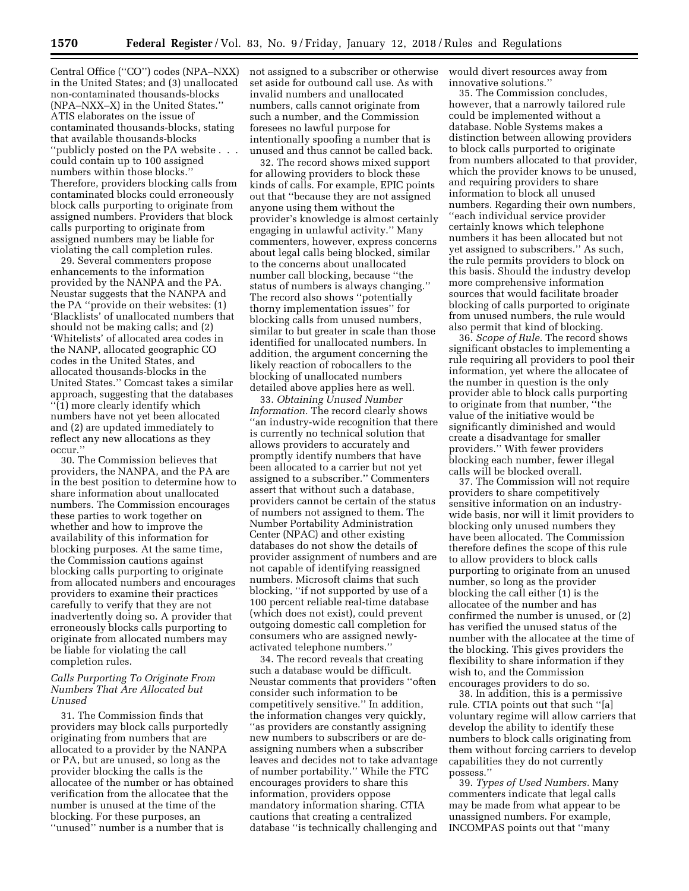Central Office (''CO'') codes (NPA–NXX) in the United States; and (3) unallocated non-contaminated thousands-blocks (NPA–NXX–X) in the United States.'' ATIS elaborates on the issue of contaminated thousands-blocks, stating that available thousands-blocks ''publicly posted on the PA website . . . could contain up to 100 assigned numbers within those blocks.'' Therefore, providers blocking calls from contaminated blocks could erroneously block calls purporting to originate from assigned numbers. Providers that block calls purporting to originate from assigned numbers may be liable for violating the call completion rules.

29. Several commenters propose enhancements to the information provided by the NANPA and the PA. Neustar suggests that the NANPA and the PA ''provide on their websites: (1) 'Blacklists' of unallocated numbers that should not be making calls; and (2) 'Whitelists' of allocated area codes in the NANP, allocated geographic CO codes in the United States, and allocated thousands-blocks in the United States.'' Comcast takes a similar approach, suggesting that the databases ''(1) more clearly identify which numbers have not yet been allocated and (2) are updated immediately to reflect any new allocations as they occur.''

30. The Commission believes that providers, the NANPA, and the PA are in the best position to determine how to share information about unallocated numbers. The Commission encourages these parties to work together on whether and how to improve the availability of this information for blocking purposes. At the same time, the Commission cautions against blocking calls purporting to originate from allocated numbers and encourages providers to examine their practices carefully to verify that they are not inadvertently doing so. A provider that erroneously blocks calls purporting to originate from allocated numbers may be liable for violating the call completion rules.

### *Calls Purporting To Originate From Numbers That Are Allocated but Unused*

31. The Commission finds that providers may block calls purportedly originating from numbers that are allocated to a provider by the NANPA or PA, but are unused, so long as the provider blocking the calls is the allocatee of the number or has obtained verification from the allocatee that the number is unused at the time of the blocking. For these purposes, an ''unused'' number is a number that is not assigned to a subscriber or otherwise set aside for outbound call use. As with invalid numbers and unallocated numbers, calls cannot originate from such a number, and the Commission foresees no lawful purpose for intentionally spoofing a number that is unused and thus cannot be called back.

32. The record shows mixed support for allowing providers to block these kinds of calls. For example, EPIC points out that ''because they are not assigned anyone using them without the provider's knowledge is almost certainly engaging in unlawful activity.'' Many commenters, however, express concerns about legal calls being blocked, similar to the concerns about unallocated number call blocking, because ''the status of numbers is always changing.'' The record also shows ''potentially thorny implementation issues'' for blocking calls from unused numbers, similar to but greater in scale than those identified for unallocated numbers. In addition, the argument concerning the likely reaction of robocallers to the blocking of unallocated numbers detailed above applies here as well.

33. *Obtaining Unused Number Information.* The record clearly shows ''an industry-wide recognition that there is currently no technical solution that allows providers to accurately and promptly identify numbers that have been allocated to a carrier but not yet assigned to a subscriber.'' Commenters assert that without such a database, providers cannot be certain of the status of numbers not assigned to them. The Number Portability Administration Center (NPAC) and other existing databases do not show the details of provider assignment of numbers and are not capable of identifying reassigned numbers. Microsoft claims that such blocking, ''if not supported by use of a 100 percent reliable real-time database (which does not exist), could prevent outgoing domestic call completion for consumers who are assigned newly-activated telephone numbers.''

34. The record reveals that creating such a database would be difficult. Neustar comments that providers ''often consider such information to be competitively sensitive.'' In addition, the information changes very quickly, ''as providers are constantly assigning new numbers to subscribers or are de-assigning numbers when a subscriber leaves and decides not to take advantage of number portability.'' While the FTC encourages providers to share this information, providers oppose mandatory information sharing. CTIA cautions that creating a centralized database ''is technically challenging and would divert resources away from innovative solutions.''

35. The Commission concludes, however, that a narrowly tailored rule could be implemented without a database. Noble Systems makes a distinction between allowing providers to block calls purported to originate from numbers allocated to that provider, which the provider knows to be unused, and requiring providers to share information to block all unused numbers. Regarding their own numbers, ''each individual service provider certainly knows which telephone numbers it has been allocated but not yet assigned to subscribers.'' As such, the rule permits providers to block on this basis. Should the industry develop more comprehensive information sources that would facilitate broader blocking of calls purported to originate from unused numbers, the rule would also permit that kind of blocking.

36. *Scope of Rule.* The record shows significant obstacles to implementing a rule requiring all providers to pool their information, yet where the allocatee of the number in question is the only provider able to block calls purporting to originate from that number, ''the value of the initiative would be significantly diminished and would create a disadvantage for smaller providers.'' With fewer providers blocking each number, fewer illegal calls will be blocked overall.

37. The Commission will not require providers to share competitively sensitive information on an industry-wide basis, nor will it limit providers to blocking only unused numbers they have been allocated. The Commission therefore defines the scope of this rule to allow providers to block calls purporting to originate from an unused number, so long as the provider blocking the call either (1) is the allocatee of the number and has confirmed the number is unused, or (2) has verified the unused status of the number with the allocatee at the time of the blocking. This gives providers the flexibility to share information if they wish to, and the Commission encourages providers to do so.

38. In addition, this is a permissive rule. CTIA points out that such ''[a] voluntary regime will allow carriers that develop the ability to identify these numbers to block calls originating from them without forcing carriers to develop capabilities they do not currently possess.''

39. *Types of Used Numbers.* Many commenters indicate that legal calls may be made from what appear to be unassigned numbers. For example, INCOMPAS points out that ''many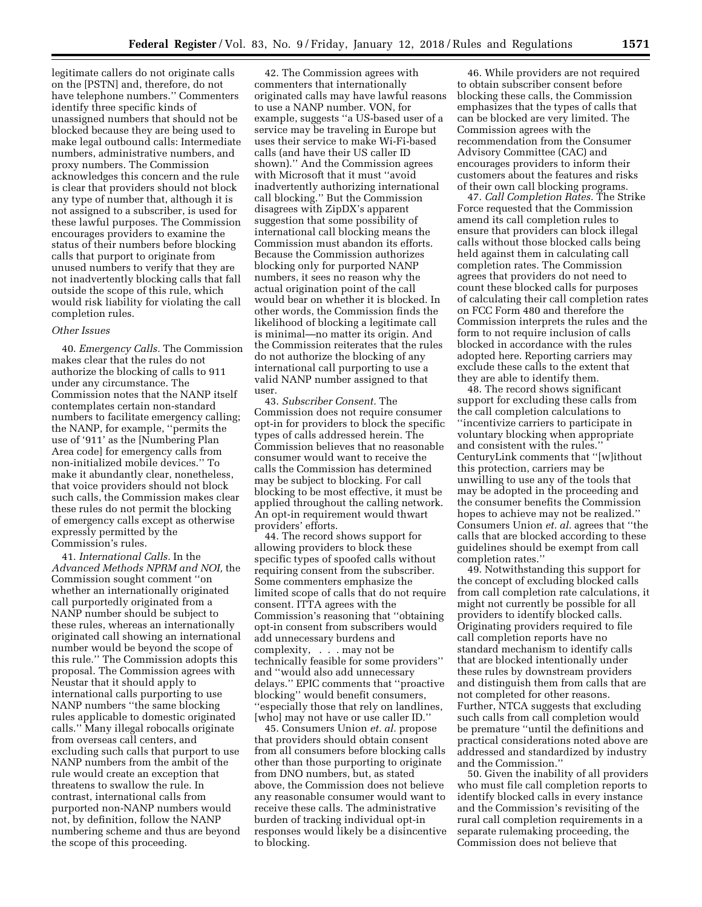legitimate callers do not originate calls on the [PSTN] and, therefore, do not have telephone numbers.'' Commenters identify three specific kinds of unassigned numbers that should not be blocked because they are being used to make legal outbound calls: Intermediate numbers, administrative numbers, and proxy numbers. The Commission acknowledges this concern and the rule is clear that providers should not block any type of number that, although it is not assigned to a subscriber, is used for these lawful purposes. The Commission encourages providers to examine the status of their numbers before blocking calls that purport to originate from unused numbers to verify that they are not inadvertently blocking calls that fall outside the scope of this rule, which would risk liability for violating the call completion rules.

*Other Issues*

40. *Emergency Calls.* The Commission makes clear that the rules do not authorize the blocking of calls to 911 under any circumstance. The Commission notes that the NANP itself contemplates certain non-standard numbers to facilitate emergency calling; the NANP, for example, ''permits the use of '911' as the [Numbering Plan Area code] for emergency calls from non-initialized mobile devices.'' To make it abundantly clear, nonetheless, that voice providers should not block such calls, the Commission makes clear these rules do not permit the blocking of emergency calls except as otherwise expressly permitted by the Commission's rules.

41. *International Calls.* In the *Advanced Methods NPRM and NOI,* the Commission sought comment ''on whether an internationally originated call purportedly originated from a NANP number should be subject to these rules, whereas an internationally originated call showing an international number would be beyond the scope of this rule.'' The Commission adopts this proposal. The Commission agrees with Neustar that it should apply to international calls purporting to use NANP numbers ''the same blocking rules applicable to domestic originated calls.'' Many illegal robocalls originate from overseas call centers, and excluding such calls that purport to use NANP numbers from the ambit of the rule would create an exception that threatens to swallow the rule. In contrast, international calls from purported non-NANP numbers would not, by definition, follow the NANP numbering scheme and thus are beyond the scope of this proceeding.

42. The Commission agrees with commenters that internationally originated calls may have lawful reasons to use a NANP number. VON, for example, suggests ''a US-based user of a service may be traveling in Europe but uses their service to make Wi-Fi-based calls (and have their US caller ID shown).'' And the Commission agrees with Microsoft that it must ''avoid inadvertently authorizing international call blocking.'' But the Commission disagrees with ZipDX's apparent suggestion that some possibility of international call blocking means the Commission must abandon its efforts. Because the Commission authorizes blocking only for purported NANP numbers, it sees no reason why the actual origination point of the call would bear on whether it is blocked. In other words, the Commission finds the likelihood of blocking a legitimate call is minimal—no matter its origin. And the Commission reiterates that the rules do not authorize the blocking of any international call purporting to use a valid NANP number assigned to that user.

43. *Subscriber Consent.* The Commission does not require consumer opt-in for providers to block the specific types of calls addressed herein. The Commission believes that no reasonable consumer would want to receive the calls the Commission has determined may be subject to blocking. For call blocking to be most effective, it must be applied throughout the calling network. An opt-in requirement would thwart providers' efforts.

44. The record shows support for allowing providers to block these specific types of spoofed calls without requiring consent from the subscriber. Some commenters emphasize the limited scope of calls that do not require consent. ITTA agrees with the Commission's reasoning that ''obtaining opt-in consent from subscribers would add unnecessary burdens and complexity, . . . may not be technically feasible for some providers'' and ''would also add unnecessary delays.'' EPIC comments that ''proactive blocking'' would benefit consumers, ''especially those that rely on landlines, [who] may not have or use caller ID.''

45. Consumers Union *et. al.* propose that providers should obtain consent from all consumers before blocking calls other than those purporting to originate from DNO numbers, but, as stated above, the Commission does not believe any reasonable consumer would want to receive these calls. The administrative burden of tracking individual opt-in responses would likely be a disincentive to blocking.

46. While providers are not required to obtain subscriber consent before blocking these calls, the Commission emphasizes that the types of calls that can be blocked are very limited. The Commission agrees with the recommendation from the Consumer Advisory Committee (CAC) and encourages providers to inform their customers about the features and risks of their own call blocking programs.

47. *Call Completion Rates.* The Strike Force requested that the Commission amend its call completion rules to ensure that providers can block illegal calls without those blocked calls being held against them in calculating call completion rates. The Commission agrees that providers do not need to count these blocked calls for purposes of calculating their call completion rates on FCC Form 480 and therefore the Commission interprets the rules and the form to not require inclusion of calls blocked in accordance with the rules adopted here. Reporting carriers may exclude these calls to the extent that they are able to identify them.

48. The record shows significant support for excluding these calls from the call completion calculations to ''incentivize carriers to participate in voluntary blocking when appropriate and consistent with the rules.'' CenturyLink comments that ''[w]ithout this protection, carriers may be unwilling to use any of the tools that may be adopted in the proceeding and the consumer benefits the Commission hopes to achieve may not be realized.'' Consumers Union *et. al.* agrees that ''the calls that are blocked according to these guidelines should be exempt from call completion rates.''

49. Notwithstanding this support for the concept of excluding blocked calls from call completion rate calculations, it might not currently be possible for all providers to identify blocked calls. Originating providers required to file call completion reports have no standard mechanism to identify calls that are blocked intentionally under these rules by downstream providers and distinguish them from calls that are not completed for other reasons. Further, NTCA suggests that excluding such calls from call completion would be premature ''until the definitions and practical considerations noted above are addressed and standardized by industry and the Commission.''

50. Given the inability of all providers who must file call completion reports to identify blocked calls in every instance and the Commission's revisiting of the rural call completion requirements in a separate rulemaking proceeding, the Commission does not believe that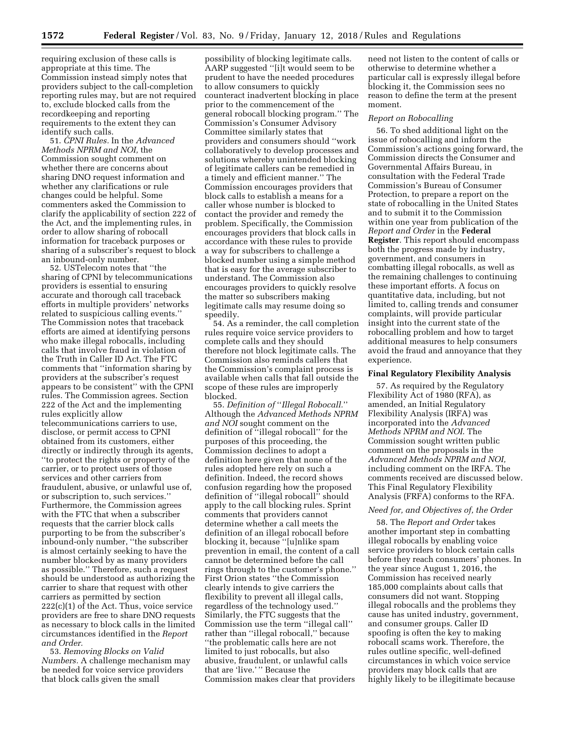requiring exclusion of these calls is appropriate at this time. The Commission instead simply notes that providers subject to the call-completion reporting rules may, but are not required to, exclude blocked calls from the recordkeeping and reporting requirements to the extent they can identify such calls.

51. *CPNI Rules.* In the *Advanced Methods NPRM and NOI,* the Commission sought comment on whether there are concerns about sharing DNO request information and whether any clarifications or rule changes could be helpful. Some commenters asked the Commission to clarify the applicability of section 222 of the Act, and the implementing rules, in order to allow sharing of robocall information for traceback purposes or sharing of a subscriber's request to block an inbound-only number.

52. USTelecom notes that ''the sharing of CPNI by telecommunications providers is essential to ensuring accurate and thorough call traceback efforts in multiple providers' networks related to suspicious calling events.'' The Commission notes that traceback efforts are aimed at identifying persons who make illegal robocalls, including calls that involve fraud in violation of the Truth in Caller ID Act. The FTC comments that ''information sharing by providers at the subscriber's request appears to be consistent'' with the CPNI rules. The Commission agrees. Section 222 of the Act and the implementing rules explicitly allow telecommunications carriers to use, disclose, or permit access to CPNI obtained from its customers, either directly or indirectly through its agents, ''to protect the rights or property of the carrier, or to protect users of those services and other carriers from fraudulent, abusive, or unlawful use of, or subscription to, such services.'' Furthermore, the Commission agrees with the FTC that when a subscriber requests that the carrier block calls purporting to be from the subscriber's inbound-only number, ''the subscriber is almost certainly seeking to have the number blocked by as many providers as possible.'' Therefore, such a request should be understood as authorizing the carrier to share that request with other carriers as permitted by section 222(c)(1) of the Act. Thus, voice service providers are free to share DNO requests as necessary to block calls in the limited circumstances identified in the *Report and Order.*

53. *Removing Blocks on Valid Numbers.* A challenge mechanism may be needed for voice service providers that block calls given the small possibility of blocking legitimate calls. AARP suggested ''[i]t would seem to be prudent to have the needed procedures to allow consumers to quickly counteract inadvertent blocking in place prior to the commencement of the general robocall blocking program.'' The Commission's Consumer Advisory Committee similarly states that providers and consumers should ''work collaboratively to develop processes and solutions whereby unintended blocking of legitimate callers can be remedied in a timely and efficient manner.'' The Commission encourages providers that block calls to establish a means for a caller whose number is blocked to contact the provider and remedy the problem. Specifically, the Commission encourages providers that block calls in accordance with these rules to provide a way for subscribers to challenge a blocked number using a simple method that is easy for the average subscriber to understand. The Commission also encourages providers to quickly resolve the matter so subscribers making legitimate calls may resume doing so speedily.

54. As a reminder, the call completion rules require voice service providers to complete calls and they should therefore not block legitimate calls. The Commission also reminds callers that the Commission's complaint process is available when calls that fall outside the scope of these rules are improperly blocked.

55. *Definition of ''Illegal Robocall.''* Although the *Advanced Methods NPRM and NOI* sought comment on the definition of ''illegal robocall'' for the purposes of this proceeding, the Commission declines to adopt a definition here given that none of the rules adopted here rely on such a definition. Indeed, the record shows confusion regarding how the proposed definition of ''illegal robocall'' should apply to the call blocking rules. Sprint comments that providers cannot determine whether a call meets the definition of an illegal robocall before blocking it, because ''[u]nlike spam prevention in email, the content of a call cannot be determined before the call rings through to the customer's phone.'' First Orion states ''the Commission clearly intends to give carriers the flexibility to prevent all illegal calls, regardless of the technology used.'' Similarly, the FTC suggests that the Commission use the term ''illegal call'' rather than ''illegal robocall,'' because ''the problematic calls here are not limited to just robocalls, but also abusive, fraudulent, or unlawful calls that are 'live.' '' Because the Commission makes clear that providers need not listen to the content of calls or otherwise to determine whether a particular call is expressly illegal before blocking it, the Commission sees no reason to define the term at the present moment.

### *Report on Robocalling*

56. To shed additional light on the issue of robocalling and inform the Commission's actions going forward, the Commission directs the Consumer and Governmental Affairs Bureau, in consultation with the Federal Trade Commission's Bureau of Consumer Protection, to prepare a report on the state of robocalling in the United States and to submit it to the Commission within one year from publication of the *Report and Order* in the **Federal Register**. This report should encompass both the progress made by industry, government, and consumers in combatting illegal robocalls, as well as the remaining challenges to continuing these important efforts. A focus on quantitative data, including, but not limited to, calling trends and consumer complaints, will provide particular insight into the current state of the robocalling problem and how to target additional measures to help consumers avoid the fraud and annoyance that they experience.

## Final Regulatory Flexibility Analysis

57. As required by the Regulatory Flexibility Act of 1980 (RFA), as amended, an Initial Regulatory Flexibility Analysis (IRFA) was incorporated into the *Advanced Methods NPRM and NOI.* The Commission sought written public comment on the proposals in the *Advanced Methods NPRM and NOI,* including comment on the IRFA. The comments received are discussed below. This Final Regulatory Flexibility Analysis (FRFA) conforms to the RFA.

### *Need for, and Objectives of, the Order*

58. The *Report and Order* takes another important step in combatting illegal robocalls by enabling voice service providers to block certain calls before they reach consumers' phones. In the year since August 1, 2016, the Commission has received nearly 185,000 complaints about calls that consumers did not want. Stopping illegal robocalls and the problems they cause has united industry, government, and consumer groups. Caller ID spoofing is often the key to making robocall scams work. Therefore, the rules outline specific, well-defined circumstances in which voice service providers may block calls that are highly likely to be illegitimate because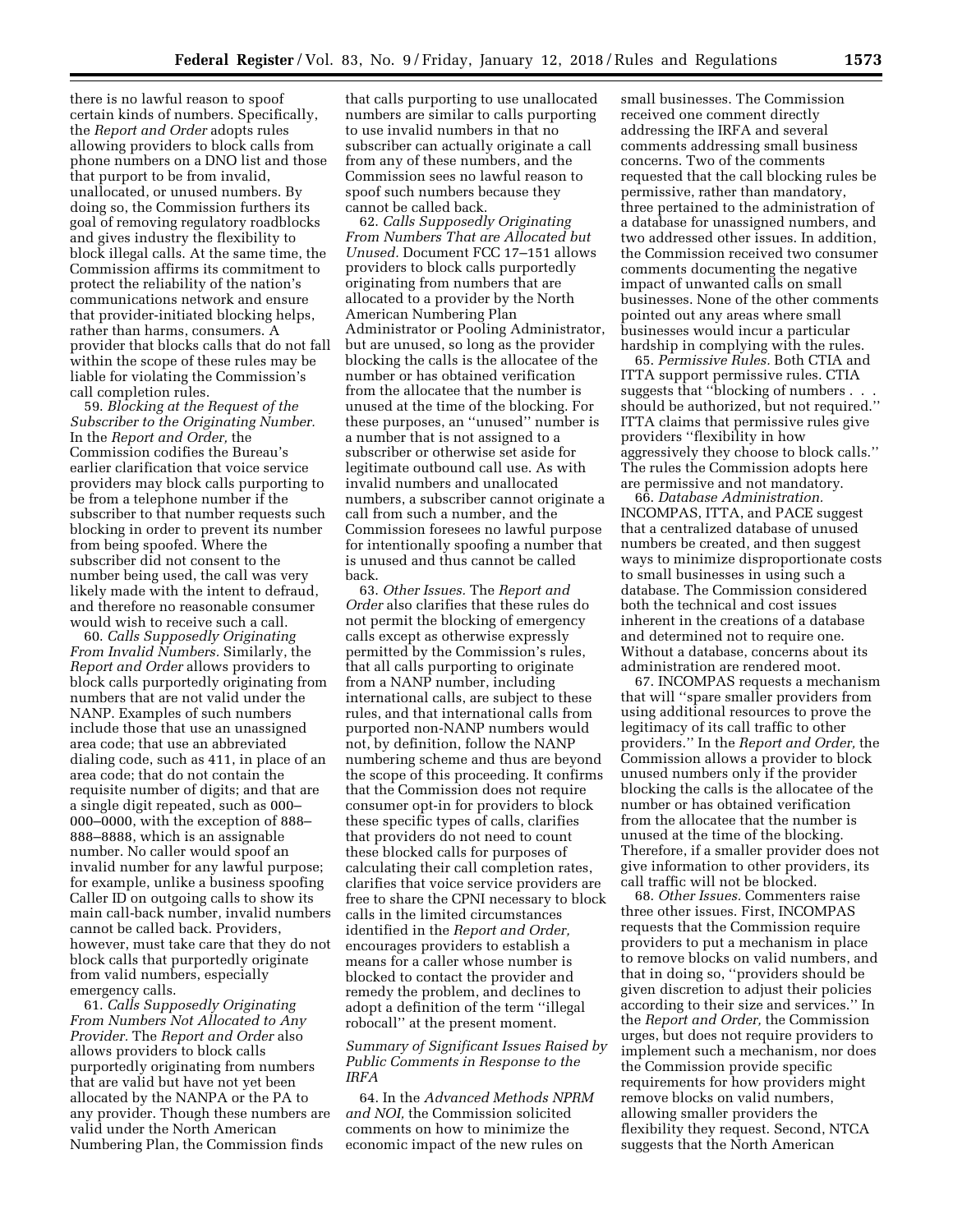there is no lawful reason to spoof certain kinds of numbers. Specifically, the *Report and Order* adopts rules allowing providers to block calls from phone numbers on a DNO list and those that purport to be from invalid, unallocated, or unused numbers. By doing so, the Commission furthers its goal of removing regulatory roadblocks and gives industry the flexibility to block illegal calls. At the same time, the Commission affirms its commitment to protect the reliability of the nation's communications network and ensure that provider-initiated blocking helps, rather than harms, consumers. A provider that blocks calls that do not fall within the scope of these rules may be liable for violating the Commission's call completion rules.

59. *Blocking at the Request of the Subscriber to the Originating Number.* In the *Report and Order,* the Commission codifies the Bureau's earlier clarification that voice service providers may block calls purporting to be from a telephone number if the subscriber to that number requests such blocking in order to prevent its number from being spoofed. Where the subscriber did not consent to the number being used, the call was very likely made with the intent to defraud, and therefore no reasonable consumer would wish to receive such a call.

60. *Calls Supposedly Originating From Invalid Numbers.* Similarly, the *Report and Order* allows providers to block calls purportedly originating from numbers that are not valid under the NANP. Examples of such numbers include those that use an unassigned area code; that use an abbreviated dialing code, such as 411, in place of an area code; that do not contain the requisite number of digits; and that are a single digit repeated, such as 000–000–0000, with the exception of 888–888–8888, which is an assignable number. No caller would spoof an invalid number for any lawful purpose; for example, unlike a business spoofing Caller ID on outgoing calls to show its main call-back number, invalid numbers cannot be called back. Providers, however, must take care that they do not block calls that purportedly originate from valid numbers, especially emergency calls.

61. *Calls Supposedly Originating From Numbers Not Allocated to Any Provider.* The *Report and Order* also allows providers to block calls purportedly originating from numbers that are valid but have not yet been allocated by the NANPA or the PA to any provider. Though these numbers are valid under the North American Numbering Plan, the Commission finds that calls purporting to use unallocated numbers are similar to calls purporting to use invalid numbers in that no subscriber can actually originate a call from any of these numbers, and the Commission sees no lawful reason to spoof such numbers because they cannot be called back.

62. *Calls Supposedly Originating From Numbers That are Allocated but Unused.* Document FCC 17–151 allows providers to block calls purportedly originating from numbers that are allocated to a provider by the North American Numbering Plan Administrator or Pooling Administrator, but are unused, so long as the provider blocking the calls is the allocatee of the number or has obtained verification from the allocatee that the number is unused at the time of the blocking. For these purposes, an "unused" number is a number that is not assigned to a subscriber or otherwise set aside for legitimate outbound call use. As with invalid numbers and unallocated numbers, a subscriber cannot originate a call from such a number, and the Commission foresees no lawful purpose for intentionally spoofing a number that is unused and thus cannot be called back.

63. *Other Issues.* The *Report and Order* also clarifies that these rules do not permit the blocking of emergency calls except as otherwise expressly permitted by the Commission's rules, that all calls purporting to originate from a NANP number, including international calls, are subject to these rules, and that international calls from purported non-NANP numbers would not, by definition, follow the NANP numbering scheme and thus are beyond the scope of this proceeding. It confirms that the Commission does not require consumer opt-in for providers to block these specific types of calls, clarifies that providers do not need to count these blocked calls for purposes of calculating their call completion rates, clarifies that voice service providers are free to share the CPNI necessary to block calls in the limited circumstances identified in the *Report and Order,* encourages providers to establish a means for a caller whose number is blocked to contact the provider and remedy the problem, and declines to adopt a definition of the term "illegal robocall" at the present moment.

*Summary of Significant Issues Raised by Public Comments in Response to the IRFA*

64. In the *Advanced Methods NPRM and NOI,* the Commission solicited comments on how to minimize the economic impact of the new rules on small businesses. The Commission received one comment directly addressing the IRFA and several comments addressing small business concerns. Two of the comments requested that the call blocking rules be permissive, rather than mandatory, three pertained to the administration of a database for unassigned numbers, and two addressed other issues. In addition, the Commission received two consumer comments documenting the negative impact of unwanted calls on small businesses. None of the other comments pointed out any areas where small businesses would incur a particular hardship in complying with the rules.

65. *Permissive Rules.* Both CTIA and ITTA support permissive rules. CTIA suggests that "blocking of numbers . . . should be authorized, but not required." ITTA claims that permissive rules give providers "flexibility in how aggressively they choose to block calls." The rules the Commission adopts here are permissive and not mandatory.

66. *Database Administration.* INCOMPAS, ITTA, and PACE suggest that a centralized database of unused numbers be created, and then suggest ways to minimize disproportionate costs to small businesses in using such a database. The Commission considered both the technical and cost issues inherent in the creations of a database and determined not to require one. Without a database, concerns about its administration are rendered moot.

67. INCOMPAS requests a mechanism that will "spare smaller providers from using additional resources to prove the legitimacy of its call traffic to other providers." In the *Report and Order,* the Commission allows a provider to block unused numbers only if the provider blocking the calls is the allocatee of the number or has obtained verification from the allocatee that the number is unused at the time of the blocking. Therefore, if a smaller provider does not give information to other providers, its call traffic will not be blocked.

68. *Other Issues.* Commenters raise three other issues. First, INCOMPAS requests that the Commission require providers to put a mechanism in place to remove blocks on valid numbers, and that in doing so, "providers should be given discretion to adjust their policies according to their size and services." In the *Report and Order,* the Commission urges, but does not require providers to implement such a mechanism, nor does the Commission provide specific requirements for how providers might remove blocks on valid numbers, allowing smaller providers the flexibility they request. Second, NTCA suggests that the North American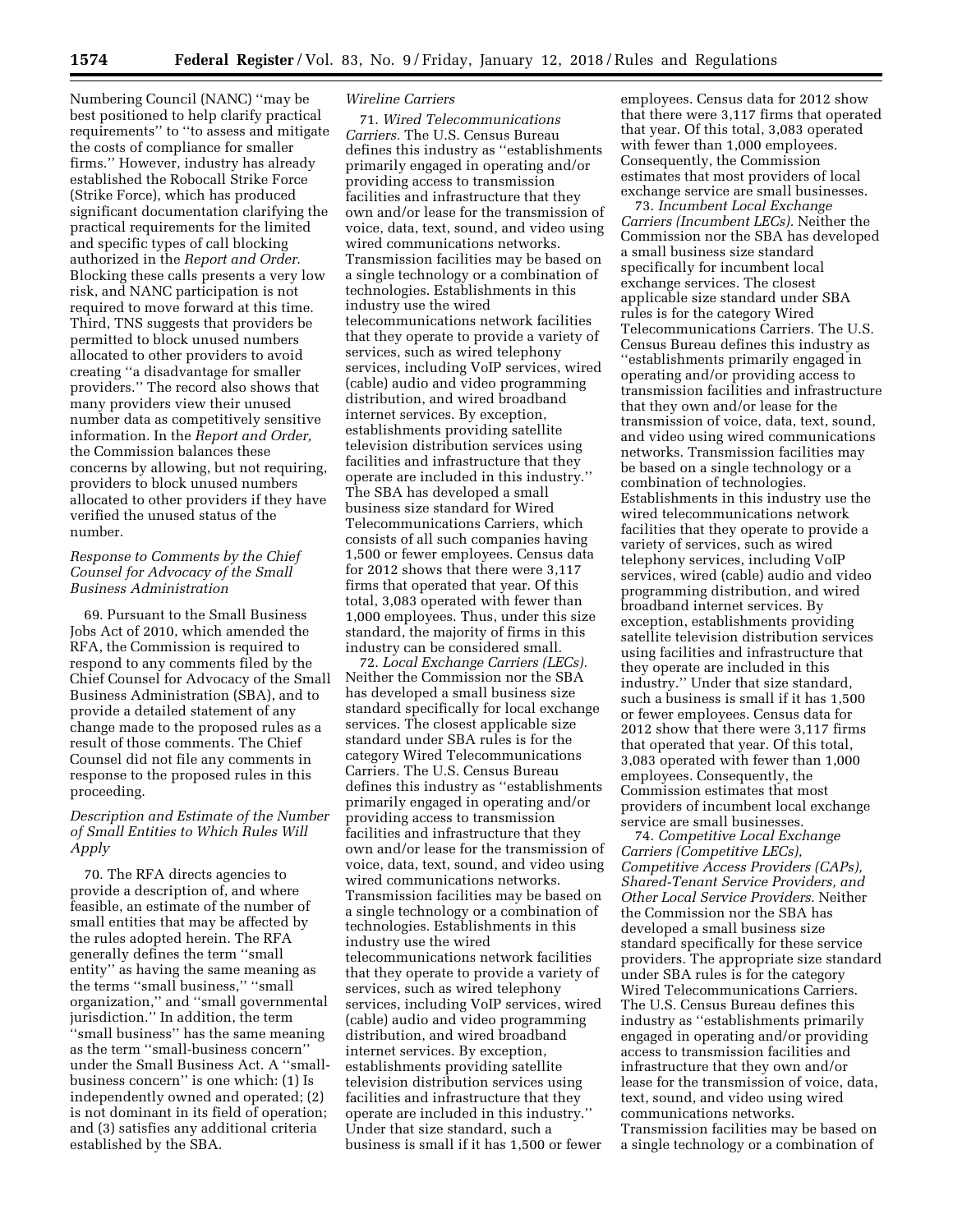Numbering Council (NANC) ''may be best positioned to help clarify practical requirements'' to ''to assess and mitigate the costs of compliance for smaller firms.'' However, industry has already established the Robocall Strike Force (Strike Force), which has produced significant documentation clarifying the practical requirements for the limited and specific types of call blocking authorized in the *Report and Order*. Blocking these calls presents a very low risk, and NANC participation is not required to move forward at this time. Third, TNS suggests that providers be permitted to block unused numbers allocated to other providers to avoid creating ''a disadvantage for smaller providers.'' The record also shows that many providers view their unused number data as competitively sensitive information. In the *Report and Order,* the Commission balances these concerns by allowing, but not requiring, providers to block unused numbers allocated to other providers if they have verified the unused status of the number.

### *Response to Comments by the Chief Counsel for Advocacy of the Small Business Administration*

69. Pursuant to the Small Business Jobs Act of 2010, which amended the RFA, the Commission is required to respond to any comments filed by the Chief Counsel for Advocacy of the Small Business Administration (SBA), and to provide a detailed statement of any change made to the proposed rules as a result of those comments. The Chief Counsel did not file any comments in response to the proposed rules in this proceeding.

### *Description and Estimate of the Number of Small Entities to Which Rules Will Apply*

70. The RFA directs agencies to provide a description of, and where feasible, an estimate of the number of small entities that may be affected by the rules adopted herein. The RFA generally defines the term ''small entity'' as having the same meaning as the terms ''small business,'' ''small organization,'' and ''small governmental jurisdiction.'' In addition, the term ''small business'' has the same meaning as the term ''small-business concern'' under the Small Business Act. A ''small-business concern'' is one which: (1) Is independently owned and operated; (2) is not dominant in its field of operation; and (3) satisfies any additional criteria established by the SBA.

### *Wireline Carriers*

71. *Wired Telecommunications Carriers.* The U.S. Census Bureau defines this industry as ''establishments primarily engaged in operating and/or providing access to transmission facilities and infrastructure that they own and/or lease for the transmission of voice, data, text, sound, and video using wired communications networks. Transmission facilities may be based on a single technology or a combination of technologies. Establishments in this industry use the wired telecommunications network facilities that they operate to provide a variety of services, such as wired telephony services, including VoIP services, wired (cable) audio and video programming distribution, and wired broadband internet services. By exception, establishments providing satellite television distribution services using facilities and infrastructure that they operate are included in this industry.'' The SBA has developed a small business size standard for Wired Telecommunications Carriers, which consists of all such companies having 1,500 or fewer employees. Census data for 2012 shows that there were 3,117 firms that operated that year. Of this total, 3,083 operated with fewer than 1,000 employees. Thus, under this size standard, the majority of firms in this industry can be considered small.

72. *Local Exchange Carriers (LECs).* Neither the Commission nor the SBA has developed a small business size standard specifically for local exchange services. The closest applicable size standard under SBA rules is for the category Wired Telecommunications Carriers. The U.S. Census Bureau defines this industry as ''establishments primarily engaged in operating and/or providing access to transmission facilities and infrastructure that they own and/or lease for the transmission of voice, data, text, sound, and video using wired communications networks. Transmission facilities may be based on a single technology or a combination of technologies. Establishments in this industry use the wired telecommunications network facilities that they operate to provide a variety of services, such as wired telephony services, including VoIP services, wired (cable) audio and video programming distribution, and wired broadband internet services. By exception, establishments providing satellite television distribution services using facilities and infrastructure that they operate are included in this industry.'' Under that size standard, such a business is small if it has 1,500 or fewer employees. Census data for 2012 show that there were 3,117 firms that operated that year. Of this total, 3,083 operated with fewer than 1,000 employees. Consequently, the Commission estimates that most providers of local exchange service are small businesses.

73. *Incumbent Local Exchange Carriers (Incumbent LECs).* Neither the Commission nor the SBA has developed a small business size standard specifically for incumbent local exchange services. The closest applicable size standard under SBA rules is for the category Wired Telecommunications Carriers. The U.S. Census Bureau defines this industry as ''establishments primarily engaged in operating and/or providing access to transmission facilities and infrastructure that they own and/or lease for the transmission of voice, data, text, sound, and video using wired communications networks. Transmission facilities may be based on a single technology or a combination of technologies. Establishments in this industry use the wired telecommunications network facilities that they operate to provide a variety of services, such as wired telephony services, including VoIP services, wired (cable) audio and video programming distribution, and wired broadband internet services. By exception, establishments providing satellite television distribution services using facilities and infrastructure that they operate are included in this industry.'' Under that size standard, such a business is small if it has 1,500 or fewer employees. Census data for 2012 show that there were 3,117 firms that operated that year. Of this total, 3,083 operated with fewer than 1,000 employees. Consequently, the Commission estimates that most providers of incumbent local exchange service are small businesses.

74. *Competitive Local Exchange Carriers (Competitive LECs), Competitive Access Providers (CAPs), Shared-Tenant Service Providers, and Other Local Service Providers.* Neither the Commission nor the SBA has developed a small business size standard specifically for these service providers. The appropriate size standard under SBA rules is for the category Wired Telecommunications Carriers. The U.S. Census Bureau defines this industry as ''establishments primarily engaged in operating and/or providing access to transmission facilities and infrastructure that they own and/or lease for the transmission of voice, data, text, sound, and video using wired communications networks. Transmission facilities may be based on a single technology or a combination of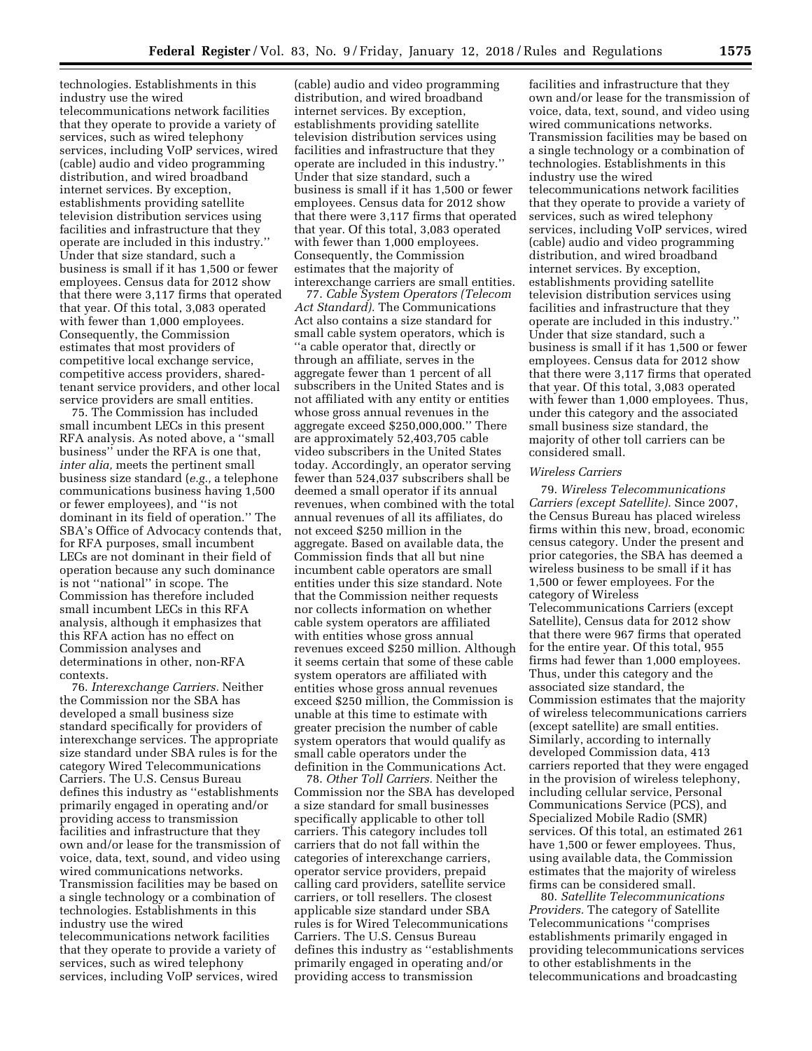technologies. Establishments in this industry use the wired telecommunications network facilities that they operate to provide a variety of services, such as wired telephony services, including VoIP services, wired (cable) audio and video programming distribution, and wired broadband internet services. By exception, establishments providing satellite television distribution services using facilities and infrastructure that they operate are included in this industry.'' Under that size standard, such a business is small if it has 1,500 or fewer employees. Census data for 2012 show that there were 3,117 firms that operated that year. Of this total, 3,083 operated with fewer than 1,000 employees. Consequently, the Commission estimates that most providers of competitive local exchange service, competitive access providers, shared-tenant service providers, and other local service providers are small entities.

75. The Commission has included small incumbent LECs in this present RFA analysis. As noted above, a ''small business'' under the RFA is one that, *inter alia,* meets the pertinent small business size standard (*e.g.,* a telephone communications business having 1,500 or fewer employees), and ''is not dominant in its field of operation.'' The SBA's Office of Advocacy contends that, for RFA purposes, small incumbent LECs are not dominant in their field of operation because any such dominance is not ''national'' in scope. The Commission has therefore included small incumbent LECs in this RFA analysis, although it emphasizes that this RFA action has no effect on Commission analyses and determinations in other, non-RFA contexts.

76. *Interexchange Carriers.* Neither the Commission nor the SBA has developed a small business size standard specifically for providers of interexchange services. The appropriate size standard under SBA rules is for the category Wired Telecommunications Carriers. The U.S. Census Bureau defines this industry as ''establishments primarily engaged in operating and/or providing access to transmission facilities and infrastructure that they own and/or lease for the transmission of voice, data, text, sound, and video using wired communications networks. Transmission facilities may be based on a single technology or a combination of technologies. Establishments in this industry use the wired telecommunications network facilities that they operate to provide a variety of services, such as wired telephony services, including VoIP services, wired (cable) audio and video programming distribution, and wired broadband internet services. By exception, establishments providing satellite television distribution services using facilities and infrastructure that they operate are included in this industry.'' Under that size standard, such a business is small if it has 1,500 or fewer employees. Census data for 2012 show that there were 3,117 firms that operated that year. Of this total, 3,083 operated with fewer than 1,000 employees. Consequently, the Commission estimates that the majority of interexchange carriers are small entities.

77. *Cable System Operators (Telecom Act Standard).* The Communications Act also contains a size standard for small cable system operators, which is ''a cable operator that, directly or through an affiliate, serves in the aggregate fewer than 1 percent of all subscribers in the United States and is not affiliated with any entity or entities whose gross annual revenues in the aggregate exceed $250,000,000.'' There are approximately 52,403,705 cable video subscribers in the United States today. Accordingly, an operator serving fewer than 524,037 subscribers shall be deemed a small operator if its annual revenues, when combined with the total annual revenues of all its affiliates, do not exceed $250 million in the aggregate. Based on available data, the Commission finds that all but nine incumbent cable operators are small entities under this size standard. Note that the Commission neither requests nor collects information on whether cable system operators are affiliated with entities whose gross annual revenues exceed $250 million. Although it seems certain that some of these cable system operators are affiliated with entities whose gross annual revenues exceed $250 million, the Commission is unable at this time to estimate with greater precision the number of cable system operators that would qualify as small cable operators under the definition in the Communications Act.

78. *Other Toll Carriers.* Neither the Commission nor the SBA has developed a size standard for small businesses specifically applicable to other toll carriers. This category includes toll carriers that do not fall within the categories of interexchange carriers, operator service providers, prepaid calling card providers, satellite service carriers, or toll resellers. The closest applicable size standard under SBA rules is for Wired Telecommunications Carriers. The U.S. Census Bureau defines this industry as ''establishments primarily engaged in operating and/or providing access to transmission facilities and infrastructure that they own and/or lease for the transmission of voice, data, text, sound, and video using wired communications networks. Transmission facilities may be based on a single technology or a combination of technologies. Establishments in this industry use the wired telecommunications network facilities that they operate to provide a variety of services, such as wired telephony services, including VoIP services, wired (cable) audio and video programming distribution, and wired broadband internet services. By exception, establishments providing satellite television distribution services using facilities and infrastructure that they operate are included in this industry.'' Under that size standard, such a business is small if it has 1,500 or fewer employees. Census data for 2012 show that there were 3,117 firms that operated that year. Of this total, 3,083 operated with fewer than 1,000 employees. Thus, under this category and the associated small business size standard, the majority of other toll carriers can be considered small.

*Wireless Carriers*

79. *Wireless Telecommunications Carriers (except Satellite).* Since 2007, the Census Bureau has placed wireless firms within this new, broad, economic census category. Under the present and prior categories, the SBA has deemed a wireless business to be small if it has 1,500 or fewer employees. For the category of Wireless Telecommunications Carriers (except Satellite), Census data for 2012 show that there were 967 firms that operated for the entire year. Of this total, 955 firms had fewer than 1,000 employees. Thus, under this category and the associated size standard, the Commission estimates that the majority of wireless telecommunications carriers (except satellite) are small entities. Similarly, according to internally developed Commission data, 413 carriers reported that they were engaged in the provision of wireless telephony, including cellular service, Personal Communications Service (PCS), and Specialized Mobile Radio (SMR) services. Of this total, an estimated 261 have 1,500 or fewer employees. Thus, using available data, the Commission estimates that the majority of wireless firms can be considered small.

80. *Satellite Telecommunications Providers.* The category of Satellite Telecommunications ''comprises establishments primarily engaged in providing telecommunications services to other establishments in the telecommunications and broadcasting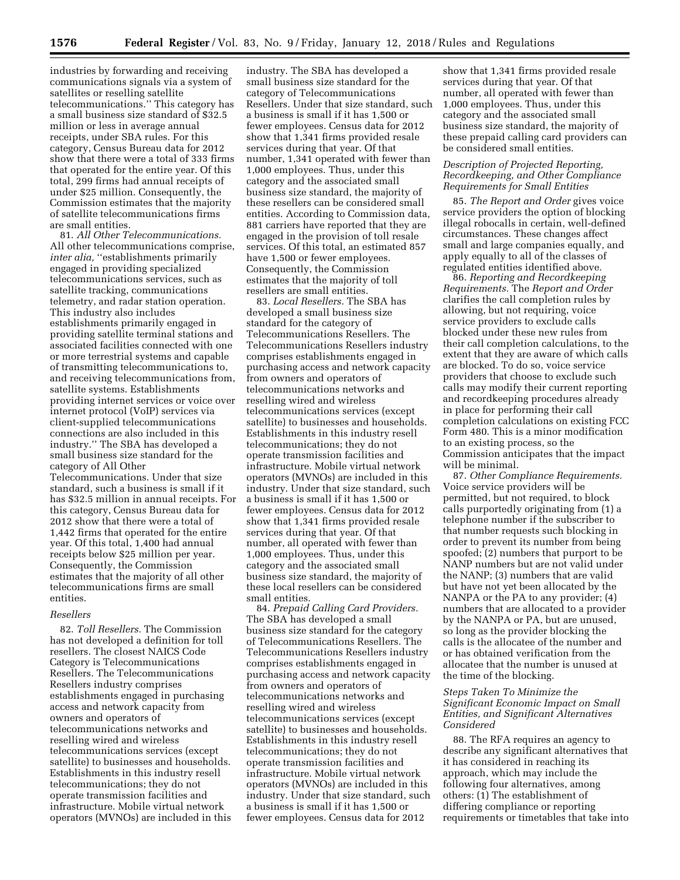industries by forwarding and receiving communications signals via a system of satellites or reselling satellite telecommunications.'' This category has a small business size standard of $32.5 million or less in average annual receipts, under SBA rules. For this category, Census Bureau data for 2012 show that there were a total of 333 firms that operated for the entire year. Of this total, 299 firms had annual receipts of under $25 million. Consequently, the Commission estimates that the majority of satellite telecommunications firms are small entities.

81. *All Other Telecommunications.* All other telecommunications comprise, *inter alia,* ''establishments primarily engaged in providing specialized telecommunications services, such as satellite tracking, communications telemetry, and radar station operation. This industry also includes establishments primarily engaged in providing satellite terminal stations and associated facilities connected with one or more terrestrial systems and capable of transmitting telecommunications to, and receiving telecommunications from, satellite systems. Establishments providing internet services or voice over internet protocol (VoIP) services via client-supplied telecommunications connections are also included in this industry.'' The SBA has developed a small business size standard for the category of All Other Telecommunications. Under that size standard, such a business is small if it has $32.5 million in annual receipts. For this category, Census Bureau data for 2012 show that there were a total of 1,442 firms that operated for the entire year. Of this total, 1,400 had annual receipts below $25 million per year. Consequently, the Commission estimates that the majority of all other telecommunications firms are small entities.

*Resellers*

82. *Toll Resellers.* The Commission has not developed a definition for toll resellers. The closest NAICS Code Category is Telecommunications Resellers. The Telecommunications Resellers industry comprises establishments engaged in purchasing access and network capacity from owners and operators of telecommunications networks and reselling wired and wireless telecommunications services (except satellite) to businesses and households. Establishments in this industry resell telecommunications; they do not operate transmission facilities and infrastructure. Mobile virtual network operators (MVNOs) are included in this industry. The SBA has developed a small business size standard for the category of Telecommunications Resellers. Under that size standard, such a business is small if it has 1,500 or fewer employees. Census data for 2012 show that 1,341 firms provided resale services during that year. Of that number, 1,341 operated with fewer than 1,000 employees. Thus, under this category and the associated small business size standard, the majority of these resellers can be considered small entities. According to Commission data, 881 carriers have reported that they are engaged in the provision of toll resale services. Of this total, an estimated 857 have 1,500 or fewer employees. Consequently, the Commission estimates that the majority of toll resellers are small entities.

83. *Local Resellers.* The SBA has developed a small business size standard for the category of Telecommunications Resellers. The Telecommunications Resellers industry comprises establishments engaged in purchasing access and network capacity from owners and operators of telecommunications networks and reselling wired and wireless telecommunications services (except satellite) to businesses and households. Establishments in this industry resell telecommunications; they do not operate transmission facilities and infrastructure. Mobile virtual network operators (MVNOs) are included in this industry. Under that size standard, such a business is small if it has 1,500 or fewer employees. Census data for 2012 show that 1,341 firms provided resale services during that year. Of that number, all operated with fewer than 1,000 employees. Thus, under this category and the associated small business size standard, the majority of these local resellers can be considered small entities.

84. *Prepaid Calling Card Providers.* The SBA has developed a small business size standard for the category of Telecommunications Resellers. The Telecommunications Resellers industry comprises establishments engaged in purchasing access and network capacity from owners and operators of telecommunications networks and reselling wired and wireless telecommunications services (except satellite) to businesses and households. Establishments in this industry resell telecommunications; they do not operate transmission facilities and infrastructure. Mobile virtual network operators (MVNOs) are included in this industry. Under that size standard, such a business is small if it has 1,500 or fewer employees. Census data for 2012 show that 1,341 firms provided resale services during that year. Of that number, all operated with fewer than 1,000 employees. Thus, under this category and the associated small business size standard, the majority of these prepaid calling card providers can be considered small entities.

*Description of Projected Reporting, Recordkeeping, and Other Compliance Requirements for Small Entities*

85. *The Report and Order* gives voice service providers the option of blocking illegal robocalls in certain, well-defined circumstances. These changes affect small and large companies equally, and apply equally to all of the classes of regulated entities identified above.

86. *Reporting and Recordkeeping Requirements.* The *Report and Order* clarifies the call completion rules by allowing, but not requiring, voice service providers to exclude calls blocked under these new rules from their call completion calculations, to the extent that they are aware of which calls are blocked. To do so, voice service providers that choose to exclude such calls may modify their current reporting and recordkeeping procedures already in place for performing their call completion calculations on existing FCC Form 480. This is a minor modification to an existing process, so the Commission anticipates that the impact will be minimal.

87. *Other Compliance Requirements.* Voice service providers will be permitted, but not required, to block calls purportedly originating from (1) a telephone number if the subscriber to that number requests such blocking in order to prevent its number from being spoofed; (2) numbers that purport to be NANP numbers but are not valid under the NANP; (3) numbers that are valid but have not yet been allocated by the NANPA or the PA to any provider; (4) numbers that are allocated to a provider by the NANPA or PA, but are unused, so long as the provider blocking the calls is the allocatee of the number and or has obtained verification from the allocatee that the number is unused at the time of the blocking.

*Steps Taken To Minimize the Significant Economic Impact on Small Entities, and Significant Alternatives Considered*

88. The RFA requires an agency to describe any significant alternatives that it has considered in reaching its approach, which may include the following four alternatives, among others: (1) The establishment of differing compliance or reporting requirements or timetables that take into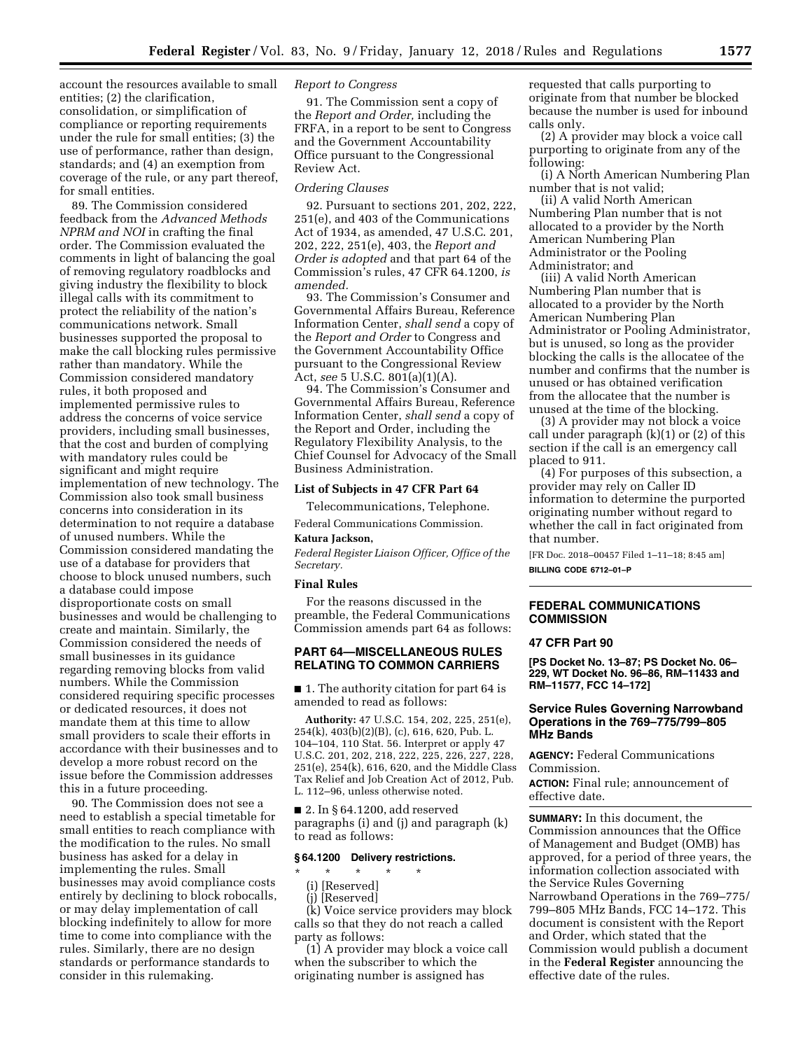account the resources available to small entities; (2) the clarification, consolidation, or simplification of compliance or reporting requirements under the rule for small entities; (3) the use of performance, rather than design, standards; and (4) an exemption from coverage of the rule, or any part thereof, for small entities.

89. The Commission considered feedback from the *Advanced Methods NPRM and NOI* in crafting the final order. The Commission evaluated the comments in light of balancing the goal of removing regulatory roadblocks and giving industry the flexibility to block illegal calls with its commitment to protect the reliability of the nation's communications network. Small businesses supported the proposal to make the call blocking rules permissive rather than mandatory. While the Commission considered mandatory rules, it both proposed and implemented permissive rules to address the concerns of voice service providers, including small businesses, that the cost and burden of complying with mandatory rules could be significant and might require implementation of new technology. The Commission also took small business concerns into consideration in its determination to not require a database of unused numbers. While the Commission considered mandating the use of a database for providers that choose to block unused numbers, such a database could impose disproportionate costs on small businesses and would be challenging to create and maintain. Similarly, the Commission considered the needs of small businesses in its guidance regarding removing blocks from valid numbers. While the Commission considered requiring specific processes or dedicated resources, it does not mandate them at this time to allow small providers to scale their efforts in accordance with their businesses and to develop a more robust record on the issue before the Commission addresses this in a future proceeding.

90. The Commission does not see a need to establish a special timetable for small entities to reach compliance with the modification to the rules. No small business has asked for a delay in implementing the rules. Small businesses may avoid compliance costs entirely by declining to block robocalls, or may delay implementation of call blocking indefinitely to allow for more time to come into compliance with the rules. Similarly, there are no design standards or performance standards to consider in this rulemaking.

*Report to Congress*

91. The Commission sent a copy of the *Report and Order,* including the FRFA, in a report to be sent to Congress and the Government Accountability Office pursuant to the Congressional Review Act.

*Ordering Clauses*

92. Pursuant to sections 201, 202, 222, 251(e), and 403 of the Communications Act of 1934, as amended, 47 U.S.C. 201, 202, 222, 251(e), 403, the *Report and Order is adopted* and that part 64 of the Commission's rules, 47 CFR 64.1200, *is amended.*

93. The Commission's Consumer and Governmental Affairs Bureau, Reference Information Center, *shall send* a copy of the *Report and Order* to Congress and the Government Accountability Office pursuant to the Congressional Review Act, *see* 5 U.S.C. 801(a)(1)(A).

94. The Commission's Consumer and Governmental Affairs Bureau, Reference Information Center, *shall send* a copy of the Report and Order, including the Regulatory Flexibility Analysis, to the Chief Counsel for Advocacy of the Small Business Administration.

**List of Subjects in 47 CFR Part 64**

Telecommunications, Telephone.

Federal Communications Commission.

**Katura Jackson,**

*Federal Register Liaison Officer, Office of the Secretary.*

**Final Rules**

For the reasons discussed in the preamble, the Federal Communications Commission amends part 64 as follows:

**PART 64—MISCELLANEOUS RULES RELATING TO COMMON CARRIERS**

■ 1. The authority citation for part 64 is amended to read as follows:

**Authority:** 47 U.S.C. 154, 202, 225, 251(e), 254(k), 403(b)(2)(B), (c), 616, 620, Pub. L. 104–104, 110 Stat. 56. Interpret or apply 47 U.S.C. 201, 202, 218, 222, 225, 226, 227, 228, 251(e), 254(k), 616, 620, and the Middle Class Tax Relief and Job Creation Act of 2012, Pub. L. 112–96, unless otherwise noted.

■ 2. In § 64.1200, add reserved paragraphs (i) and (j) and paragraph (k) to read as follows:

**§ 64.1200 Delivery restrictions.**

\* \* \* \* \*

(i) [Reserved]

(j) [Reserved]

(k) Voice service providers may block calls so that they do not reach a called party as follows:

(1) A provider may block a voice call when the subscriber to which the originating number is assigned has requested that calls purporting to originate from that number be blocked because the number is used for inbound calls only.

(2) A provider may block a voice call purporting to originate from any of the following:

(i) A North American Numbering Plan number that is not valid;

(ii) A valid North American Numbering Plan number that is not allocated to a provider by the North American Numbering Plan Administrator or the Pooling Administrator; and

(iii) A valid North American Numbering Plan number that is allocated to a provider by the North American Numbering Plan Administrator or Pooling Administrator, but is unused, so long as the provider blocking the calls is the allocatee of the number and confirms that the number is unused or has obtained verification from the allocatee that the number is unused at the time of the blocking.

(3) A provider may not block a voice call under paragraph (k)(1) or (2) of this section if the call is an emergency call placed to 911.

(4) For purposes of this subsection, a provider may rely on Caller ID information to determine the purported originating number without regard to whether the call in fact originated from that number.

[FR Doc. 2018–00457 Filed 1–11–18; 8:45 am]

**BILLING CODE 6712–01–P**

---

**FEDERAL COMMUNICATIONS COMMISSION**

**47 CFR Part 90**

**[PS Docket No. 13–87; PS Docket No. 06–229, WT Docket No. 96–86, RM–11433 and RM–11577, FCC 14–172]**

**Service Rules Governing Narrowband Operations in the 769–775/799–805 MHz Bands**

**AGENCY:** Federal Communications Commission.

**ACTION:** Final rule; announcement of effective date.

**SUMMARY:** In this document, the Commission announces that the Office of Management and Budget (OMB) has approved, for a period of three years, the information collection associated with the Service Rules Governing Narrowband Operations in the 769–775/799–805 MHz Bands, FCC 14–172. This document is consistent with the Report and Order, which stated that the Commission would publish a document in the **Federal Register** announcing the effective date of the rules.